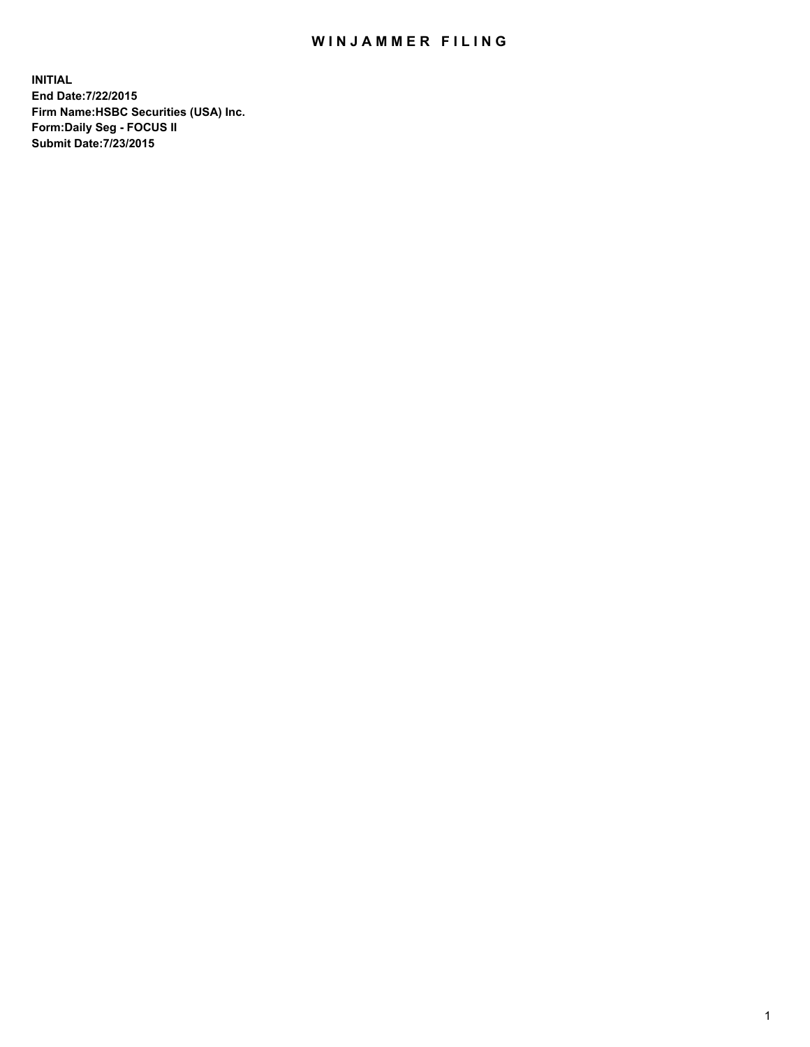# WINJAMMER FILING

**INITIAL**
**End Date:7/22/2015**
**Firm Name:HSBC Securities (USA) Inc.**
**Form:Daily Seg - FOCUS II**
**Submit Date:7/23/2015**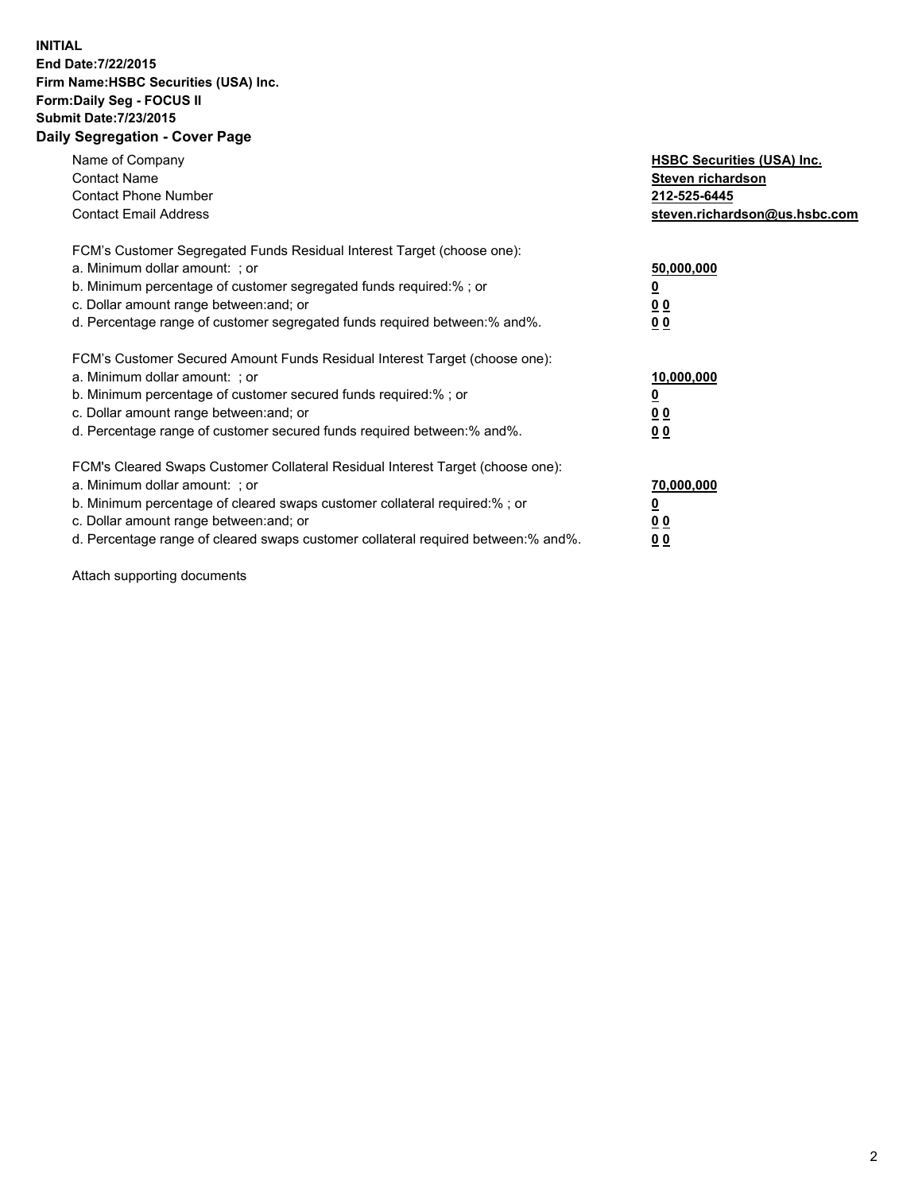**INITIAL**
**End Date:7/22/2015**
**Firm Name:HSBC Securities (USA) Inc.**
**Form:Daily Seg - FOCUS II**
**Submit Date:7/23/2015**

## Daily Segregation - Cover Page

| | |
|---|---|
| Name of Company | **HSBC Securities (USA) Inc.** |
| Contact Name | **Steven richardson** |
| Contact Phone Number | **212-525-6445** |
| Contact Email Address | **steven.richardson@us.hsbc.com** |

FCM's Customer Segregated Funds Residual Interest Target (choose one):

| | |
|---|---|
| a. Minimum dollar amount: ; or | **50,000,000** |
| b. Minimum percentage of customer segregated funds required:% ; or | **0** |
| c. Dollar amount range between:and; or | **0 0** |
| d. Percentage range of customer segregated funds required between:% and%. | **0 0** |

FCM's Customer Secured Amount Funds Residual Interest Target (choose one):

| | |
|---|---|
| a. Minimum dollar amount: ; or | **10,000,000** |
| b. Minimum percentage of customer secured funds required:% ; or | **0** |
| c. Dollar amount range between:and; or | **0 0** |
| d. Percentage range of customer secured funds required between:% and%. | **0 0** |

FCM's Cleared Swaps Customer Collateral Residual Interest Target (choose one):

| | |
|---|---|
| a. Minimum dollar amount: ; or | **70,000,000** |
| b. Minimum percentage of cleared swaps customer collateral required:% ; or | **0** |
| c. Dollar amount range between:and; or | **0 0** |
| d. Percentage range of cleared swaps customer collateral required between:% and%. | **0 0** |

Attach supporting documents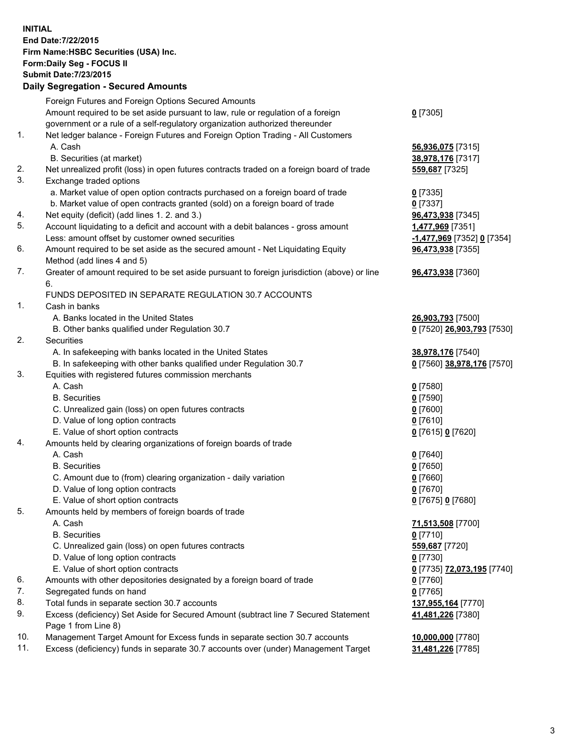**INITIAL**
**End Date:7/22/2015**
**Firm Name:HSBC Securities (USA) Inc.**
**Form:Daily Seg - FOCUS II**
**Submit Date:7/23/2015**

## Daily Segregation - Secured Amounts

| | | |
|---|---|---|
| | Foreign Futures and Foreign Options Secured Amounts | |
| | Amount required to be set aside pursuant to law, rule or regulation of a foreign government or a rule of a self-regulatory organization authorized thereunder | **0** [7305] |
| 1. | Net ledger balance - Foreign Futures and Foreign Option Trading - All Customers | |
| | A. Cash | **56,936,075** [7315] |
| | B. Securities (at market) | **38,978,176** [7317] |
| 2. | Net unrealized profit (loss) in open futures contracts traded on a foreign board of trade | **559,687** [7325] |
| 3. | Exchange traded options | |
| | a. Market value of open option contracts purchased on a foreign board of trade | **0** [7335] |
| | b. Market value of open contracts granted (sold) on a foreign board of trade | **0** [7337] |
| 4. | Net equity (deficit) (add lines 1. 2. and 3.) | **96,473,938** [7345] |
| 5. | Account liquidating to a deficit and account with a debit balances - gross amount | **1,477,969** [7351] |
| | Less: amount offset by customer owned securities | **-1,477,969** [7352] **0** [7354] |
| 6. | Amount required to be set aside as the secured amount - Net Liquidating Equity Method (add lines 4 and 5) | **96,473,938** [7355] |
| 7. | Greater of amount required to be set aside pursuant to foreign jurisdiction (above) or line 6. | **96,473,938** [7360] |
| | FUNDS DEPOSITED IN SEPARATE REGULATION 30.7 ACCOUNTS | |
| 1. | Cash in banks | |
| | A. Banks located in the United States | **26,903,793** [7500] |
| | B. Other banks qualified under Regulation 30.7 | **0** [7520] **26,903,793** [7530] |
| 2. | Securities | |
| | A. In safekeeping with banks located in the United States | **38,978,176** [7540] |
| | B. In safekeeping with other banks qualified under Regulation 30.7 | **0** [7560] **38,978,176** [7570] |
| 3. | Equities with registered futures commission merchants | |
| | A. Cash | **0** [7580] |
| | B. Securities | **0** [7590] |
| | C. Unrealized gain (loss) on open futures contracts | **0** [7600] |
| | D. Value of long option contracts | **0** [7610] |
| | E. Value of short option contracts | **0** [7615] **0** [7620] |
| 4. | Amounts held by clearing organizations of foreign boards of trade | |
| | A. Cash | **0** [7640] |
| | B. Securities | **0** [7650] |
| | C. Amount due to (from) clearing organization - daily variation | **0** [7660] |
| | D. Value of long option contracts | **0** [7670] |
| | E. Value of short option contracts | **0** [7675] **0** [7680] |
| 5. | Amounts held by members of foreign boards of trade | |
| | A. Cash | **71,513,508** [7700] |
| | B. Securities | **0** [7710] |
| | C. Unrealized gain (loss) on open futures contracts | **559,687** [7720] |
| | D. Value of long option contracts | **0** [7730] |
| | E. Value of short option contracts | **0** [7735] **72,073,195** [7740] |
| 6. | Amounts with other depositories designated by a foreign board of trade | **0** [7760] |
| 7. | Segregated funds on hand | **0** [7765] |
| 8. | Total funds in separate section 30.7 accounts | **137,955,164** [7770] |
| 9. | Excess (deficiency) Set Aside for Secured Amount (subtract line 7 Secured Statement Page 1 from Line 8) | **41,481,226** [7380] |
| 10. | Management Target Amount for Excess funds in separate section 30.7 accounts | **10,000,000** [7780] |
| 11. | Excess (deficiency) funds in separate 30.7 accounts over (under) Management Target | **31,481,226** [7785] |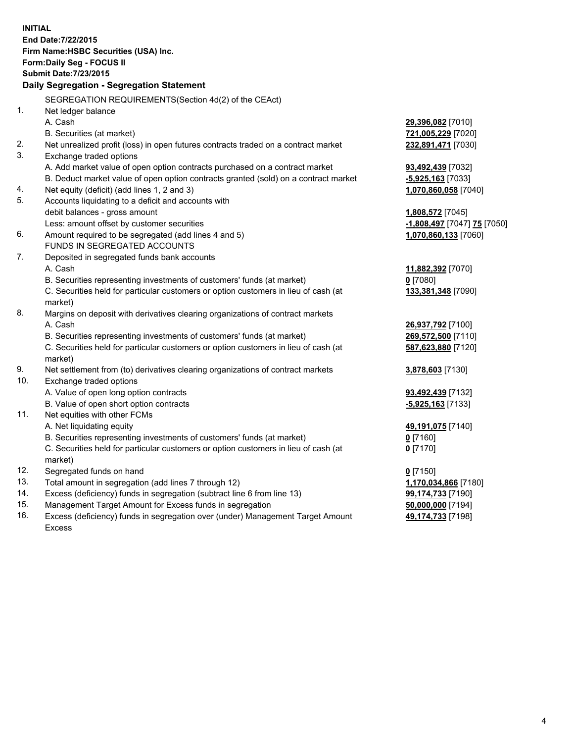**INITIAL**
**End Date:7/22/2015**
**Firm Name:HSBC Securities (USA) Inc.**
**Form:Daily Seg - FOCUS II**
**Submit Date:7/23/2015**

### Daily Segregation - Segregation Statement

| | | |
|---|---|---|
| | SEGREGATION REQUIREMENTS(Section 4d(2) of the CEAct) | |
| 1. | Net ledger balance | |
| | A. Cash | **29,396,082** [7010] |
| | B. Securities (at market) | **721,005,229** [7020] |
| 2. | Net unrealized profit (loss) in open futures contracts traded on a contract market | **232,891,471** [7030] |
| 3. | Exchange traded options | |
| | A. Add market value of open option contracts purchased on a contract market | **93,492,439** [7032] |
| | B. Deduct market value of open option contracts granted (sold) on a contract market | **-5,925,163** [7033] |
| 4. | Net equity (deficit) (add lines 1, 2 and 3) | **1,070,860,058** [7040] |
| 5. | Accounts liquidating to a deficit and accounts with | |
| | debit balances - gross amount | **1,808,572** [7045] |
| | Less: amount offset by customer securities | **-1,808,497** [7047] **75** [7050] |
| 6. | Amount required to be segregated (add lines 4 and 5) | **1,070,860,133** [7060] |
| | FUNDS IN SEGREGATED ACCOUNTS | |
| 7. | Deposited in segregated funds bank accounts | |
| | A. Cash | **11,882,392** [7070] |
| | B. Securities representing investments of customers' funds (at market) | **0** [7080] |
| | C. Securities held for particular customers or option customers in lieu of cash (at market) | **133,381,348** [7090] |
| 8. | Margins on deposit with derivatives clearing organizations of contract markets | |
| | A. Cash | **26,937,792** [7100] |
| | B. Securities representing investments of customers' funds (at market) | **269,572,500** [7110] |
| | C. Securities held for particular customers or option customers in lieu of cash (at market) | **587,623,880** [7120] |
| 9. | Net settlement from (to) derivatives clearing organizations of contract markets | **3,878,603** [7130] |
| 10. | Exchange traded options | |
| | A. Value of open long option contracts | **93,492,439** [7132] |
| | B. Value of open short option contracts | **-5,925,163** [7133] |
| 11. | Net equities with other FCMs | |
| | A. Net liquidating equity | **49,191,075** [7140] |
| | B. Securities representing investments of customers' funds (at market) | **0** [7160] |
| | C. Securities held for particular customers or option customers in lieu of cash (at market) | **0** [7170] |
| 12. | Segregated funds on hand | **0** [7150] |
| 13. | Total amount in segregation (add lines 7 through 12) | **1,170,034,866** [7180] |
| 14. | Excess (deficiency) funds in segregation (subtract line 6 from line 13) | **99,174,733** [7190] |
| 15. | Management Target Amount for Excess funds in segregation | **50,000,000** [7194] |
| 16. | Excess (deficiency) funds in segregation over (under) Management Target Amount Excess | **49,174,733** [7198] |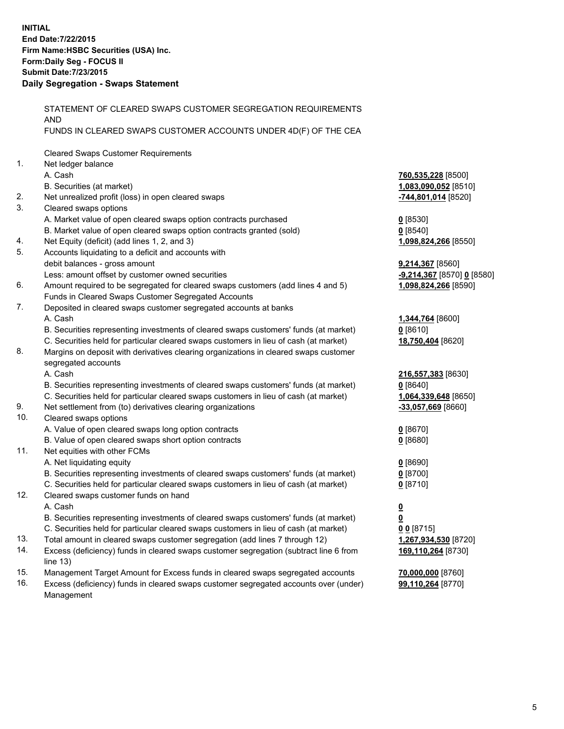**INITIAL**
**End Date:7/22/2015**
**Firm Name:HSBC Securities (USA) Inc.**
**Form:Daily Seg - FOCUS II**
**Submit Date:7/23/2015**
**Daily Segregation - Swaps Statement**

STATEMENT OF CLEARED SWAPS CUSTOMER SEGREGATION REQUIREMENTS AND FUNDS IN CLEARED SWAPS CUSTOMER ACCOUNTS UNDER 4D(F) OF THE CEA

| | | |
|---|---|---|
| | Cleared Swaps Customer Requirements | |
| 1. | Net ledger balance | |
| | A. Cash | **760,535,228** [8500] |
| | B. Securities (at market) | **1,083,090,052** [8510] |
| 2. | Net unrealized profit (loss) in open cleared swaps | **-744,801,014** [8520] |
| 3. | Cleared swaps options | |
| | A. Market value of open cleared swaps option contracts purchased | **0** [8530] |
| | B. Market value of open cleared swaps option contracts granted (sold) | **0** [8540] |
| 4. | Net Equity (deficit) (add lines 1, 2, and 3) | **1,098,824,266** [8550] |
| 5. | Accounts liquidating to a deficit and accounts with debit balances - gross amount | **9,214,367** [8560] |
| | Less: amount offset by customer owned securities | **-9,214,367** [8570] **0** [8580] |
| 6. | Amount required to be segregated for cleared swaps customers (add lines 4 and 5) | **1,098,824,266** [8590] |
| | Funds in Cleared Swaps Customer Segregated Accounts | |
| 7. | Deposited in cleared swaps customer segregated accounts at banks | |
| | A. Cash | **1,344,764** [8600] |
| | B. Securities representing investments of cleared swaps customers' funds (at market) | **0** [8610] |
| | C. Securities held for particular cleared swaps customers in lieu of cash (at market) | **18,750,404** [8620] |
| 8. | Margins on deposit with derivatives clearing organizations in cleared swaps customer segregated accounts | |
| | A. Cash | **216,557,383** [8630] |
| | B. Securities representing investments of cleared swaps customers' funds (at market) | **0** [8640] |
| | C. Securities held for particular cleared swaps customers in lieu of cash (at market) | **1,064,339,648** [8650] |
| 9. | Net settlement from (to) derivatives clearing organizations | **-33,057,669** [8660] |
| 10. | Cleared swaps options | |
| | A. Value of open cleared swaps long option contracts | **0** [8670] |
| | B. Value of open cleared swaps short option contracts | **0** [8680] |
| 11. | Net equities with other FCMs | |
| | A. Net liquidating equity | **0** [8690] |
| | B. Securities representing investments of cleared swaps customers' funds (at market) | **0** [8700] |
| | C. Securities held for particular cleared swaps customers in lieu of cash (at market) | **0** [8710] |
| 12. | Cleared swaps customer funds on hand | |
| | A. Cash | **0** |
| | B. Securities representing investments of cleared swaps customers' funds (at market) | **0** |
| | C. Securities held for particular cleared swaps customers in lieu of cash (at market) | **0** **0** [8715] |
| 13. | Total amount in cleared swaps customer segregation (add lines 7 through 12) | **1,267,934,530** [8720] |
| 14. | Excess (deficiency) funds in cleared swaps customer segregation (subtract line 6 from line 13) | **169,110,264** [8730] |
| 15. | Management Target Amount for Excess funds in cleared swaps segregated accounts | **70,000,000** [8760] |
| 16. | Excess (deficiency) funds in cleared swaps customer segregated accounts over (under) Management | **99,110,264** [8770] |